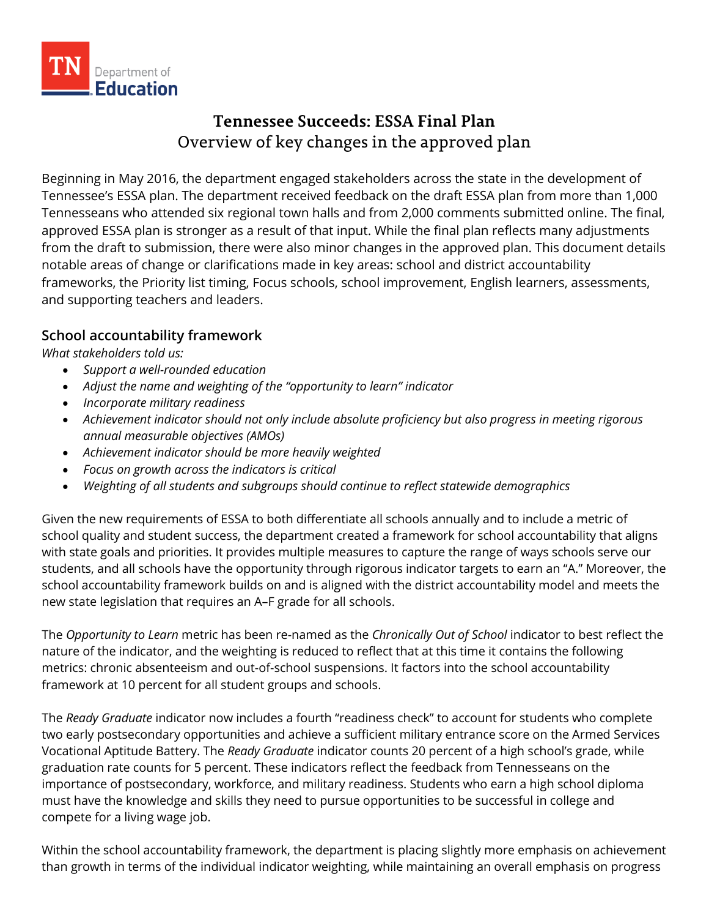# Tennessee Succeeds: ESSA Final Plan

## Overview of key changes in the approved plan

Beginning in May 2016, the department engaged stakeholders across the state in the development of Tennessee's ESSA plan. The department received feedback on the draft ESSA plan from more than 1,000 Tennesseans who attended six regional town halls and from 2,000 comments submitted online. The final, approved ESSA plan is stronger as a result of that input. While the final plan reflects many adjustments from the draft to submission, there were also minor changes in the approved plan. This document details notable areas of change or clarifications made in key areas: school and district accountability frameworks, the Priority list timing, Focus schools, school improvement, English learners, assessments, and supporting teachers and leaders.

### School accountability framework

*What stakeholders told us:*

- *Support a well-rounded education*
- *Adjust the name and weighting of the "opportunity to learn" indicator*
- *Incorporate military readiness*
- *Achievement indicator should not only include absolute proficiency but also progress in meeting rigorous annual measurable objectives (AMOs)*
- *Achievement indicator should be more heavily weighted*
- *Focus on growth across the indicators is critical*
- *Weighting of all students and subgroups should continue to reflect statewide demographics*

Given the new requirements of ESSA to both differentiate all schools annually and to include a metric of school quality and student success, the department created a framework for school accountability that aligns with state goals and priorities. It provides multiple measures to capture the range of ways schools serve our students, and all schools have the opportunity through rigorous indicator targets to earn an "A." Moreover, the school accountability framework builds on and is aligned with the district accountability model and meets the new state legislation that requires an A–F grade for all schools.

The *Opportunity to Learn* metric has been re-named as the *Chronically Out of School* indicator to best reflect the nature of the indicator, and the weighting is reduced to reflect that at this time it contains the following metrics: chronic absenteeism and out-of-school suspensions. It factors into the school accountability framework at 10 percent for all student groups and schools.

The *Ready Graduate* indicator now includes a fourth "readiness check" to account for students who complete two early postsecondary opportunities and achieve a sufficient military entrance score on the Armed Services Vocational Aptitude Battery. The *Ready Graduate* indicator counts 20 percent of a high school's grade, while graduation rate counts for 5 percent. These indicators reflect the feedback from Tennesseans on the importance of postsecondary, workforce, and military readiness. Students who earn a high school diploma must have the knowledge and skills they need to pursue opportunities to be successful in college and compete for a living wage job.

Within the school accountability framework, the department is placing slightly more emphasis on achievement than growth in terms of the individual indicator weighting, while maintaining an overall emphasis on progress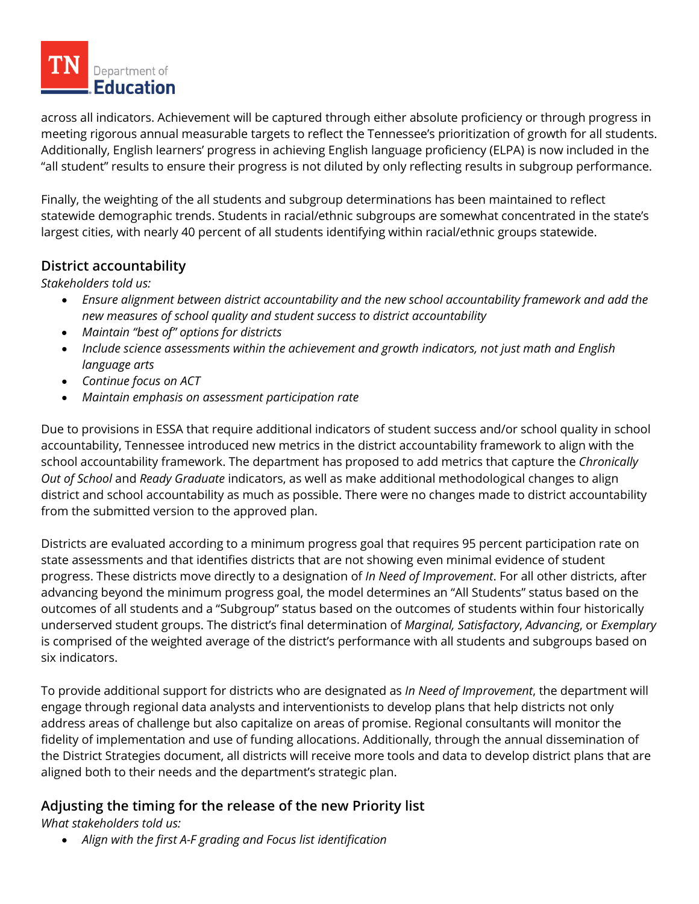across all indicators. Achievement will be captured through either absolute proficiency or through progress in meeting rigorous annual measurable targets to reflect the Tennessee's prioritization of growth for all students. Additionally, English learners' progress in achieving English language proficiency (ELPA) is now included in the "all student" results to ensure their progress is not diluted by only reflecting results in subgroup performance.

Finally, the weighting of the all students and subgroup determinations has been maintained to reflect statewide demographic trends. Students in racial/ethnic subgroups are somewhat concentrated in the state's largest cities, with nearly 40 percent of all students identifying within racial/ethnic groups statewide.

## District accountability

*Stakeholders told us:*

- *Ensure alignment between district accountability and the new school accountability framework and add the new measures of school quality and student success to district accountability*
- *Maintain "best of" options for districts*
- *Include science assessments within the achievement and growth indicators, not just math and English language arts*
- *Continue focus on ACT*
- *Maintain emphasis on assessment participation rate*

Due to provisions in ESSA that require additional indicators of student success and/or school quality in school accountability, Tennessee introduced new metrics in the district accountability framework to align with the school accountability framework. The department has proposed to add metrics that capture the *Chronically Out of School* and *Ready Graduate* indicators, as well as make additional methodological changes to align district and school accountability as much as possible. There were no changes made to district accountability from the submitted version to the approved plan.

Districts are evaluated according to a minimum progress goal that requires 95 percent participation rate on state assessments and that identifies districts that are not showing even minimal evidence of student progress. These districts move directly to a designation of *In Need of Improvement*. For all other districts, after advancing beyond the minimum progress goal, the model determines an "All Students" status based on the outcomes of all students and a "Subgroup" status based on the outcomes of students within four historically underserved student groups. The district's final determination of *Marginal, Satisfactory*, *Advancing*, or *Exemplary* is comprised of the weighted average of the district's performance with all students and subgroups based on six indicators.

To provide additional support for districts who are designated as *In Need of Improvement*, the department will engage through regional data analysts and interventionists to develop plans that help districts not only address areas of challenge but also capitalize on areas of promise. Regional consultants will monitor the fidelity of implementation and use of funding allocations. Additionally, through the annual dissemination of the District Strategies document, all districts will receive more tools and data to develop district plans that are aligned both to their needs and the department's strategic plan.

## Adjusting the timing for the release of the new Priority list

*What stakeholders told us:*

- *Align with the first A-F grading and Focus list identification*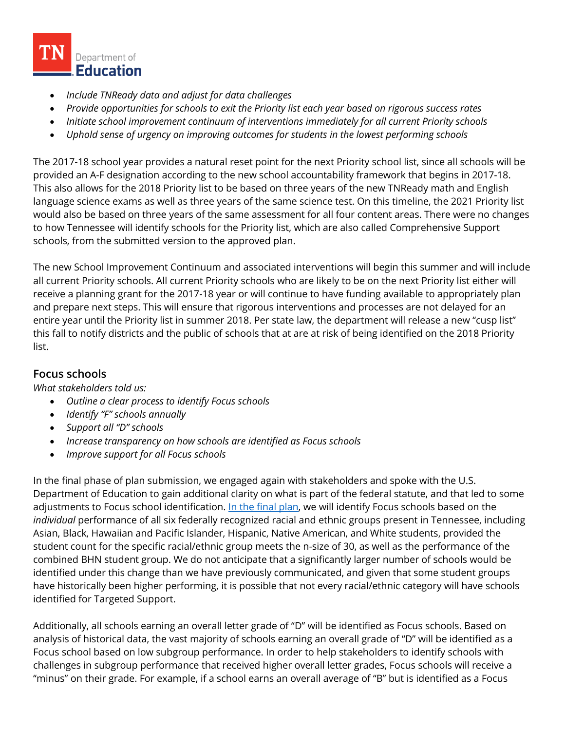- *Include TNReady data and adjust for data challenges*
- *Provide opportunities for schools to exit the Priority list each year based on rigorous success rates*
- *Initiate school improvement continuum of interventions immediately for all current Priority schools*
- *Uphold sense of urgency on improving outcomes for students in the lowest performing schools*

The 2017-18 school year provides a natural reset point for the next Priority school list, since all schools will be provided an A-F designation according to the new school accountability framework that begins in 2017-18. This also allows for the 2018 Priority list to be based on three years of the new TNReady math and English language science exams as well as three years of the same science test. On this timeline, the 2021 Priority list would also be based on three years of the same assessment for all four content areas. There were no changes to how Tennessee will identify schools for the Priority list, which are also called Comprehensive Support schools, from the submitted version to the approved plan.

The new School Improvement Continuum and associated interventions will begin this summer and will include all current Priority schools. All current Priority schools who are likely to be on the next Priority list either will receive a planning grant for the 2017-18 year or will continue to have funding available to appropriately plan and prepare next steps. This will ensure that rigorous interventions and processes are not delayed for an entire year until the Priority list in summer 2018. Per state law, the department will release a new "cusp list" this fall to notify districts and the public of schools that at are at risk of being identified on the 2018 Priority list.

## Focus schools

*What stakeholders told us:*

- *Outline a clear process to identify Focus schools*
- *Identify "F" schools annually*
- *Support all "D" schools*
- *Increase transparency on how schools are identified as Focus schools*
- *Improve support for all Focus schools*

In the final phase of plan submission, we engaged again with stakeholders and spoke with the U.S. Department of Education to gain additional clarity on what is part of the federal statute, and that led to some adjustments to Focus school identification. In the final plan, we will identify Focus schools based on the *individual* performance of all six federally recognized racial and ethnic groups present in Tennessee, including Asian, Black, Hawaiian and Pacific Islander, Hispanic, Native American, and White students, provided the student count for the specific racial/ethnic group meets the n-size of 30, as well as the performance of the combined BHN student group. We do not anticipate that a significantly larger number of schools would be identified under this change than we have previously communicated, and given that some student groups have historically been higher performing, it is possible that not every racial/ethnic category will have schools identified for Targeted Support.

Additionally, all schools earning an overall letter grade of "D" will be identified as Focus schools. Based on analysis of historical data, the vast majority of schools earning an overall grade of "D" will be identified as a Focus school based on low subgroup performance. In order to help stakeholders to identify schools with challenges in subgroup performance that received higher overall letter grades, Focus schools will receive a "minus" on their grade. For example, if a school earns an overall average of "B" but is identified as a Focus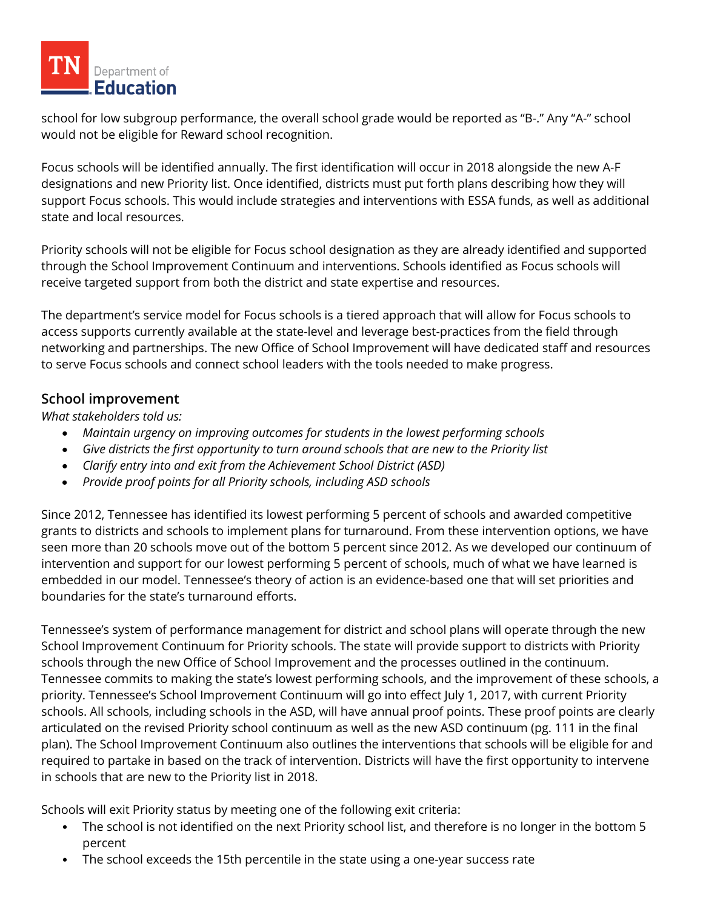school for low subgroup performance, the overall school grade would be reported as "B-." Any "A-" school would not be eligible for Reward school recognition.

Focus schools will be identified annually. The first identification will occur in 2018 alongside the new A-F designations and new Priority list. Once identified, districts must put forth plans describing how they will support Focus schools. This would include strategies and interventions with ESSA funds, as well as additional state and local resources.

Priority schools will not be eligible for Focus school designation as they are already identified and supported through the School Improvement Continuum and interventions. Schools identified as Focus schools will receive targeted support from both the district and state expertise and resources.

The department's service model for Focus schools is a tiered approach that will allow for Focus schools to access supports currently available at the state-level and leverage best-practices from the field through networking and partnerships. The new Office of School Improvement will have dedicated staff and resources to serve Focus schools and connect school leaders with the tools needed to make progress.

## School improvement

*What stakeholders told us:*

- *Maintain urgency on improving outcomes for students in the lowest performing schools*
- *Give districts the first opportunity to turn around schools that are new to the Priority list*
- *Clarify entry into and exit from the Achievement School District (ASD)*
- *Provide proof points for all Priority schools, including ASD schools*

Since 2012, Tennessee has identified its lowest performing 5 percent of schools and awarded competitive grants to districts and schools to implement plans for turnaround. From these intervention options, we have seen more than 20 schools move out of the bottom 5 percent since 2012. As we developed our continuum of intervention and support for our lowest performing 5 percent of schools, much of what we have learned is embedded in our model. Tennessee's theory of action is an evidence-based one that will set priorities and boundaries for the state's turnaround efforts.

Tennessee's system of performance management for district and school plans will operate through the new School Improvement Continuum for Priority schools. The state will provide support to districts with Priority schools through the new Office of School Improvement and the processes outlined in the continuum. Tennessee commits to making the state's lowest performing schools, and the improvement of these schools, a priority. Tennessee's School Improvement Continuum will go into effect July 1, 2017, with current Priority schools. All schools, including schools in the ASD, will have annual proof points. These proof points are clearly articulated on the revised Priority school continuum as well as the new ASD continuum (pg. 111 in the final plan). The School Improvement Continuum also outlines the interventions that schools will be eligible for and required to partake in based on the track of intervention. Districts will have the first opportunity to intervene in schools that are new to the Priority list in 2018.

Schools will exit Priority status by meeting one of the following exit criteria:

- The school is not identified on the next Priority school list, and therefore is no longer in the bottom 5 percent
- The school exceeds the 15th percentile in the state using a one-year success rate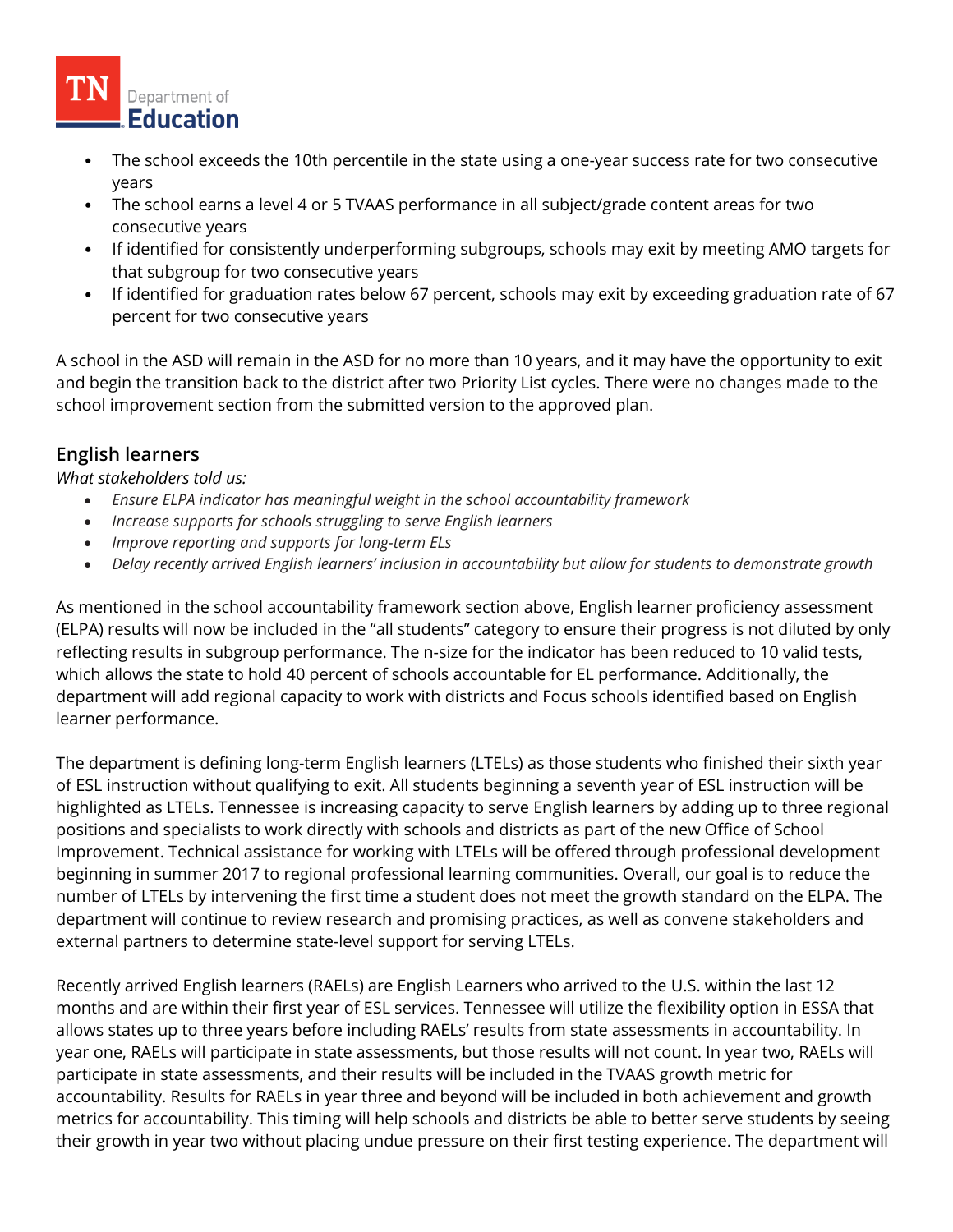- The school exceeds the 10th percentile in the state using a one-year success rate for two consecutive years
- The school earns a level 4 or 5 TVAAS performance in all subject/grade content areas for two consecutive years
- If identified for consistently underperforming subgroups, schools may exit by meeting AMO targets for that subgroup for two consecutive years
- If identified for graduation rates below 67 percent, schools may exit by exceeding graduation rate of 67 percent for two consecutive years

A school in the ASD will remain in the ASD for no more than 10 years, and it may have the opportunity to exit and begin the transition back to the district after two Priority List cycles. There were no changes made to the school improvement section from the submitted version to the approved plan.

## English learners

*What stakeholders told us:*

- *Ensure ELPA indicator has meaningful weight in the school accountability framework*
- *Increase supports for schools struggling to serve English learners*
- *Improve reporting and supports for long-term ELs*
- *Delay recently arrived English learners' inclusion in accountability but allow for students to demonstrate growth*

As mentioned in the school accountability framework section above, English learner proficiency assessment (ELPA) results will now be included in the "all students" category to ensure their progress is not diluted by only reflecting results in subgroup performance. The n-size for the indicator has been reduced to 10 valid tests, which allows the state to hold 40 percent of schools accountable for EL performance. Additionally, the department will add regional capacity to work with districts and Focus schools identified based on English learner performance.

The department is defining long-term English learners (LTELs) as those students who finished their sixth year of ESL instruction without qualifying to exit. All students beginning a seventh year of ESL instruction will be highlighted as LTELs. Tennessee is increasing capacity to serve English learners by adding up to three regional positions and specialists to work directly with schools and districts as part of the new Office of School Improvement. Technical assistance for working with LTELs will be offered through professional development beginning in summer 2017 to regional professional learning communities. Overall, our goal is to reduce the number of LTELs by intervening the first time a student does not meet the growth standard on the ELPA. The department will continue to review research and promising practices, as well as convene stakeholders and external partners to determine state-level support for serving LTELs.

Recently arrived English learners (RAELs) are English Learners who arrived to the U.S. within the last 12 months and are within their first year of ESL services. Tennessee will utilize the flexibility option in ESSA that allows states up to three years before including RAELs' results from state assessments in accountability. In year one, RAELs will participate in state assessments, but those results will not count. In year two, RAELs will participate in state assessments, and their results will be included in the TVAAS growth metric for accountability. Results for RAELs in year three and beyond will be included in both achievement and growth metrics for accountability. This timing will help schools and districts be able to better serve students by seeing their growth in year two without placing undue pressure on their first testing experience. The department will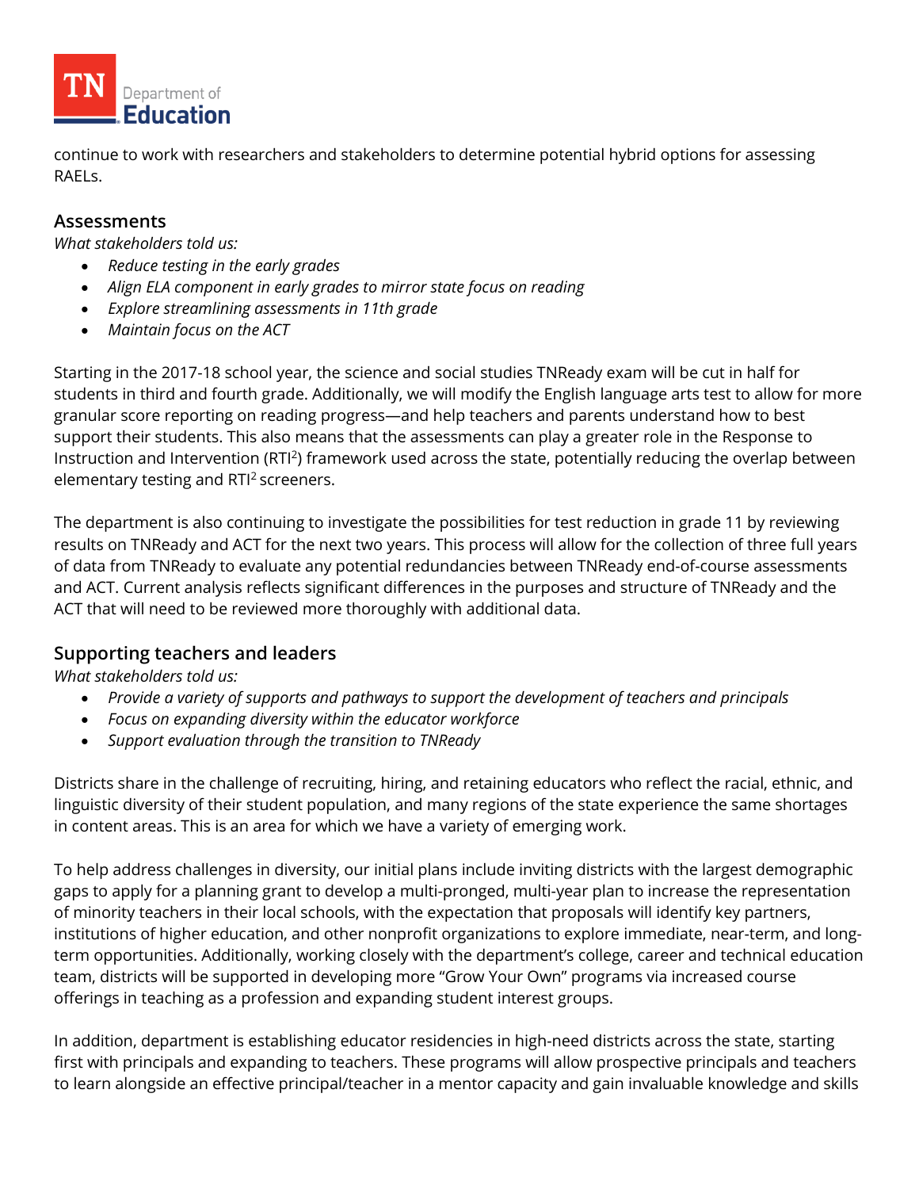continue to work with researchers and stakeholders to determine potential hybrid options for assessing RAELs.

## Assessments

*What stakeholders told us:*

- *Reduce testing in the early grades*
- *Align ELA component in early grades to mirror state focus on reading*
- *Explore streamlining assessments in 11th grade*
- *Maintain focus on the ACT*

Starting in the 2017-18 school year, the science and social studies TNReady exam will be cut in half for students in third and fourth grade. Additionally, we will modify the English language arts test to allow for more granular score reporting on reading progress—and help teachers and parents understand how to best support their students. This also means that the assessments can play a greater role in the Response to Instruction and Intervention ($RTI^2$) framework used across the state, potentially reducing the overlap between elementary testing and $RTI^2$ screeners.

The department is also continuing to investigate the possibilities for test reduction in grade 11 by reviewing results on TNReady and ACT for the next two years. This process will allow for the collection of three full years of data from TNReady to evaluate any potential redundancies between TNReady end-of-course assessments and ACT. Current analysis reflects significant differences in the purposes and structure of TNReady and the ACT that will need to be reviewed more thoroughly with additional data.

## Supporting teachers and leaders

*What stakeholders told us:*

- *Provide a variety of supports and pathways to support the development of teachers and principals*
- *Focus on expanding diversity within the educator workforce*
- *Support evaluation through the transition to TNReady*

Districts share in the challenge of recruiting, hiring, and retaining educators who reflect the racial, ethnic, and linguistic diversity of their student population, and many regions of the state experience the same shortages in content areas. This is an area for which we have a variety of emerging work.

To help address challenges in diversity, our initial plans include inviting districts with the largest demographic gaps to apply for a planning grant to develop a multi-pronged, multi-year plan to increase the representation of minority teachers in their local schools, with the expectation that proposals will identify key partners, institutions of higher education, and other nonprofit organizations to explore immediate, near-term, and long-term opportunities. Additionally, working closely with the department's college, career and technical education team, districts will be supported in developing more "Grow Your Own" programs via increased course offerings in teaching as a profession and expanding student interest groups.

In addition, department is establishing educator residencies in high-need districts across the state, starting first with principals and expanding to teachers. These programs will allow prospective principals and teachers to learn alongside an effective principal/teacher in a mentor capacity and gain invaluable knowledge and skills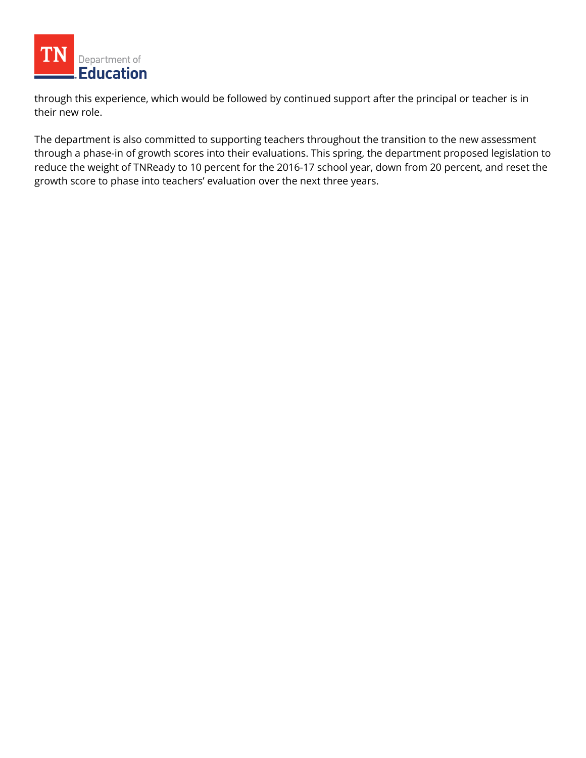through this experience, which would be followed by continued support after the principal or teacher is in their new role.

The department is also committed to supporting teachers throughout the transition to the new assessment through a phase-in of growth scores into their evaluations. This spring, the department proposed legislation to reduce the weight of TNReady to 10 percent for the 2016-17 school year, down from 20 percent, and reset the growth score to phase into teachers' evaluation over the next three years.